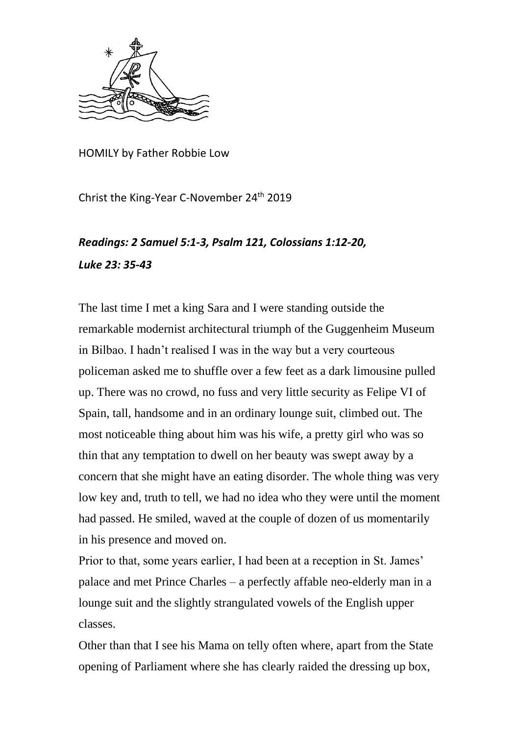HOMILY by Father Robbie Low

Christ the King-Year C-November 24th 2019

***Readings: 2 Samuel 5:1-3, Psalm 121, Colossians 1:12-20, Luke 23: 35-43***

The last time I met a king Sara and I were standing outside the remarkable modernist architectural triumph of the Guggenheim Museum in Bilbao. I hadn't realised I was in the way but a very courteous policeman asked me to shuffle over a few feet as a dark limousine pulled up. There was no crowd, no fuss and very little security as Felipe VI of Spain, tall, handsome and in an ordinary lounge suit, climbed out. The most noticeable thing about him was his wife, a pretty girl who was so thin that any temptation to dwell on her beauty was swept away by a concern that she might have an eating disorder. The whole thing was very low key and, truth to tell, we had no idea who they were until the moment had passed. He smiled, waved at the couple of dozen of us momentarily in his presence and moved on.

Prior to that, some years earlier, I had been at a reception in St. James' palace and met Prince Charles – a perfectly affable neo-elderly man in a lounge suit and the slightly strangulated vowels of the English upper classes.

Other than that I see his Mama on telly often where, apart from the State opening of Parliament where she has clearly raided the dressing up box,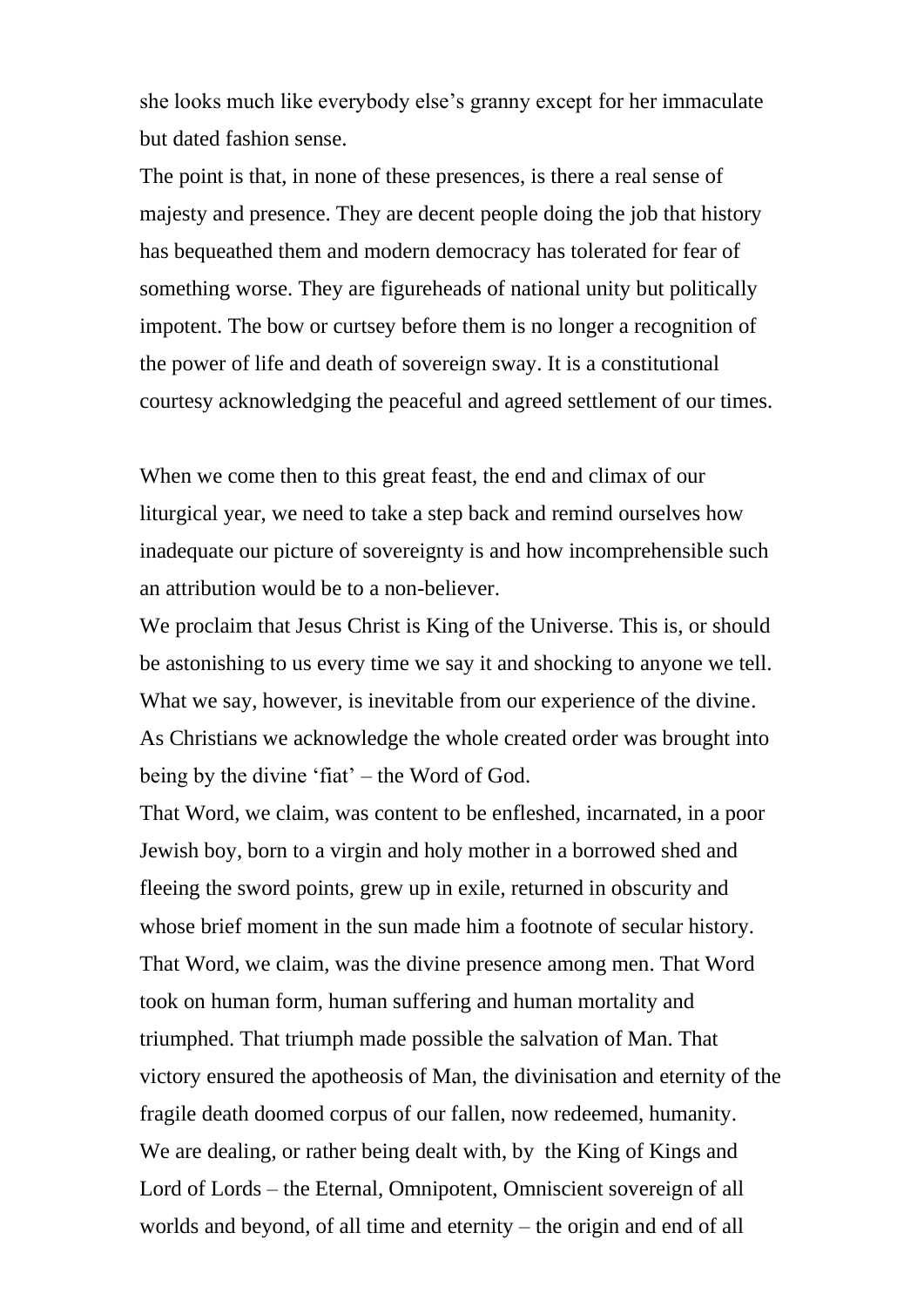she looks much like everybody else's granny except for her immaculate but dated fashion sense.

The point is that, in none of these presences, is there a real sense of majesty and presence. They are decent people doing the job that history has bequeathed them and modern democracy has tolerated for fear of something worse. They are figureheads of national unity but politically impotent. The bow or curtsey before them is no longer a recognition of the power of life and death of sovereign sway. It is a constitutional courtesy acknowledging the peaceful and agreed settlement of our times.

When we come then to this great feast, the end and climax of our liturgical year, we need to take a step back and remind ourselves how inadequate our picture of sovereignty is and how incomprehensible such an attribution would be to a non-believer.

We proclaim that Jesus Christ is King of the Universe. This is, or should be astonishing to us every time we say it and shocking to anyone we tell. What we say, however, is inevitable from our experience of the divine. As Christians we acknowledge the whole created order was brought into being by the divine 'fiat' – the Word of God.

That Word, we claim, was content to be enfleshed, incarnated, in a poor Jewish boy, born to a virgin and holy mother in a borrowed shed and fleeing the sword points, grew up in exile, returned in obscurity and whose brief moment in the sun made him a footnote of secular history.

That Word, we claim, was the divine presence among men. That Word took on human form, human suffering and human mortality and triumphed. That triumph made possible the salvation of Man. That victory ensured the apotheosis of Man, the divinisation and eternity of the fragile death doomed corpus of our fallen, now redeemed, humanity.

We are dealing, or rather being dealt with, by the King of Kings and Lord of Lords – the Eternal, Omnipotent, Omniscient sovereign of all worlds and beyond, of all time and eternity – the origin and end of all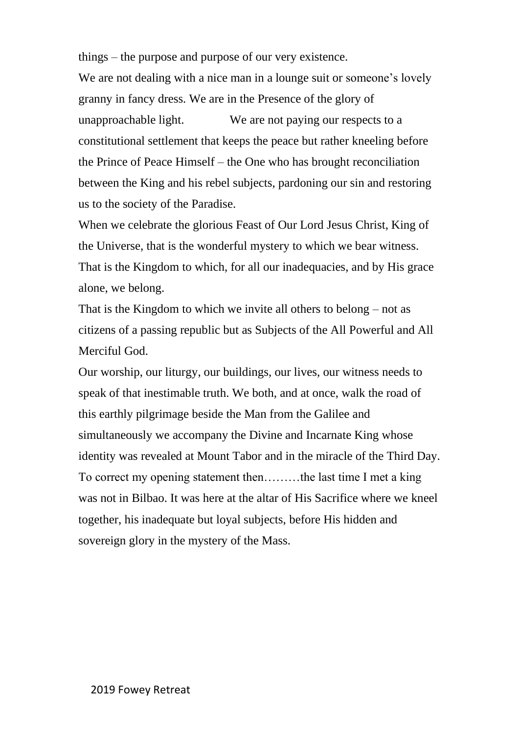things – the purpose and purpose of our very existence.

We are not dealing with a nice man in a lounge suit or someone's lovely granny in fancy dress. We are in the Presence of the glory of unapproachable light. We are not paying our respects to a constitutional settlement that keeps the peace but rather kneeling before the Prince of Peace Himself – the One who has brought reconciliation between the King and his rebel subjects, pardoning our sin and restoring us to the society of the Paradise.

When we celebrate the glorious Feast of Our Lord Jesus Christ, King of the Universe, that is the wonderful mystery to which we bear witness. That is the Kingdom to which, for all our inadequacies, and by His grace alone, we belong.

That is the Kingdom to which we invite all others to belong – not as citizens of a passing republic but as Subjects of the All Powerful and All Merciful God.

Our worship, our liturgy, our buildings, our lives, our witness needs to speak of that inestimable truth. We both, and at once, walk the road of this earthly pilgrimage beside the Man from the Galilee and simultaneously we accompany the Divine and Incarnate King whose identity was revealed at Mount Tabor and in the miracle of the Third Day.

To correct my opening statement then………the last time I met a king was not in Bilbao. It was here at the altar of His Sacrifice where we kneel together, his inadequate but loyal subjects, before His hidden and sovereign glory in the mystery of the Mass.